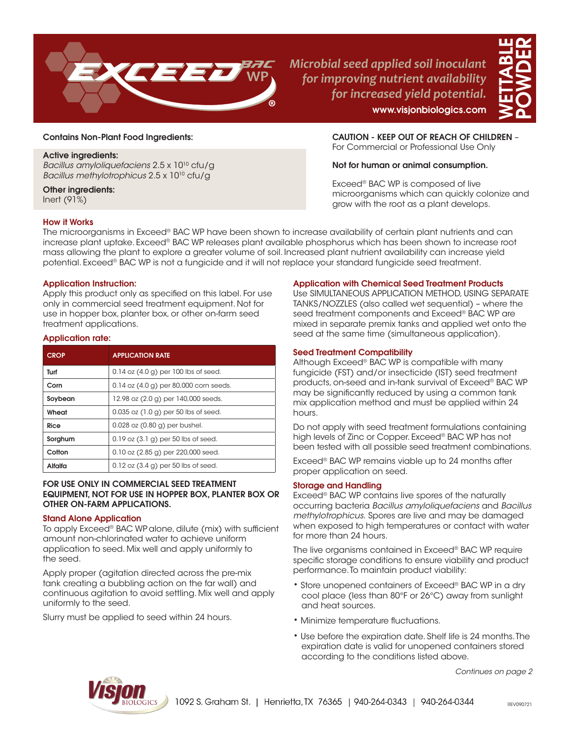# EXCEED BAC WP®

*Microbial seed applied soil inoculant for improving nutrient availability for increased yield potential.*

www.visjonbiologics.com

WETTABLE POWDER

**Contains Non-Plant Food Ingredients:**

**Active ingredients:**
*Bacillus amyloliquefaciens* 2.5 x $10^{10}$ cfu/g
*Bacillus methylotrophicus* 2.5 x $10^{10}$ cfu/g

**Other ingredients:**
Inert (91%)

**CAUTION - KEEP OUT OF REACH OF CHILDREN** – For Commercial or Professional Use Only

**Not for human or animal consumption.**

Exceed® BAC WP is composed of live microorganisms which can quickly colonize and grow with the root as a plant develops.

## How it Works

The microorganisms in Exceed® BAC WP have been shown to increase availability of certain plant nutrients and can increase plant uptake. Exceed® BAC WP releases plant available phosphorus which has been shown to increase root mass allowing the plant to explore a greater volume of soil. Increased plant nutrient availability can increase yield potential. Exceed® BAC WP is not a fungicide and it will not replace your standard fungicide seed treatment.

## Application Instruction:

Apply this product only as specified on this label. For use only in commercial seed treatment equipment. Not for use in hopper box, planter box, or other on-farm seed treatment applications.

## Application rate:

| CROP | APPLICATION RATE |
|---|---|
| Turf | 0.14 oz (4.0 g) per 100 lbs of seed. |
| Corn | 0.14 oz (4.0 g) per 80,000 corn seeds. |
| Soybean | 12.98 oz (2.0 g) per 140,000 seeds. |
| Wheat | 0.035 oz (1.0 g) per 50 lbs of seed. |
| Rice | 0.028 oz (0.80 g) per bushel. |
| Sorghum | 0.19 oz (3.1 g) per 50 lbs of seed. |
| Cotton | 0.10 oz (2.85 g) per 220,000 seed. |
| Alfalfa | 0.12 oz (3.4 g) per 50 lbs of seed. |

**FOR USE ONLY IN COMMERCIAL SEED TREATMENT EQUIPMENT, NOT FOR USE IN HOPPER BOX, PLANTER BOX OR OTHER ON-FARM APPLICATIONS.**

## Stand Alone Application

To apply Exceed® BAC WP alone, dilute (mix) with sufficient amount non-chlorinated water to achieve uniform application to seed. Mix well and apply uniformly to the seed.

Apply proper (agitation directed across the pre-mix tank creating a bubbling action on the far wall) and continuous agitation to avoid settling. Mix well and apply uniformly to the seed.

Slurry must be applied to seed within 24 hours.

## Application with Chemical Seed Treatment Products

Use SIMULTANEOUS APPLICATION METHOD, USING SEPARATE TANKS/NOZZLES (also called wet sequential) – where the seed treatment components and Exceed® BAC WP are mixed in separate premix tanks and applied wet onto the seed at the same time (simultaneous application).

## Seed Treatment Compatibility

Although Exceed® BAC WP is compatible with many fungicide (FST) and/or insecticide (IST) seed treatment products, on-seed and in-tank survival of Exceed® BAC WP may be significantly reduced by using a common tank mix application method and must be applied within 24 hours.

Do not apply with seed treatment formulations containing high levels of Zinc or Copper. Exceed® BAC WP has not been tested with all possible seed treatment combinations.

Exceed® BAC WP remains viable up to 24 months after proper application on seed.

## Storage and Handling

Exceed® BAC WP contains live spores of the naturally occurring bacteria *Bacillus amyloliquefaciens* and *Bacillus methylotrophicus.* Spores are live and may be damaged when exposed to high temperatures or contact with water for more than 24 hours.

The live organisms contained in Exceed® BAC WP require specific storage conditions to ensure viability and product performance. To maintain product viability:

- Store unopened containers of Exceed® BAC WP in a dry cool place (less than 80°F or 26°C) away from sunlight and heat sources.
- Minimize temperature fluctuations.
- Use before the expiration date. Shelf life is 24 months. The expiration date is valid for unopened containers stored according to the conditions listed above.

*Continues on page 2*

Visjon BIOLOGICS 1092 S. Graham St. | Henrietta, TX 76365 | 940-264-0343 | 940-264-0344

REV090721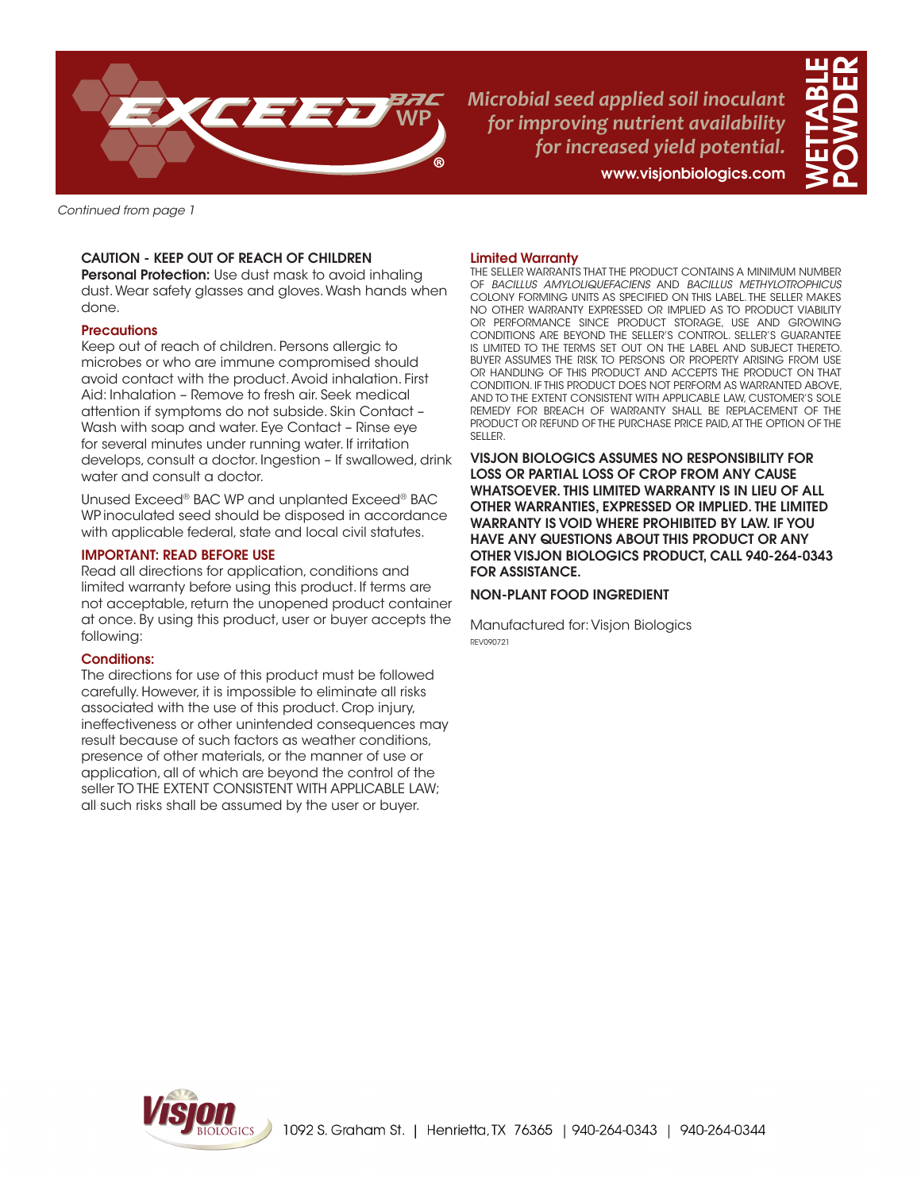*Continued from page 1*

**CAUTION - KEEP OUT OF REACH OF CHILDREN**

**Personal Protection:** Use dust mask to avoid inhaling dust. Wear safety glasses and gloves. Wash hands when done.

### Precautions

Keep out of reach of children. Persons allergic to microbes or who are immune compromised should avoid contact with the product. Avoid inhalation. First Aid: Inhalation – Remove to fresh air. Seek medical attention if symptoms do not subside. Skin Contact – Wash with soap and water. Eye Contact – Rinse eye for several minutes under running water. If irritation develops, consult a doctor. Ingestion – If swallowed, drink water and consult a doctor.

Unused Exceed® BAC WP and unplanted Exceed® BAC WP inoculated seed should be disposed in accordance with applicable federal, state and local civil statutes.

### IMPORTANT: READ BEFORE USE

Read all directions for application, conditions and limited warranty before using this product. If terms are not acceptable, return the unopened product container at once. By using this product, user or buyer accepts the following:

### Conditions:

The directions for use of this product must be followed carefully. However, it is impossible to eliminate all risks associated with the use of this product. Crop injury, ineffectiveness or other unintended consequences may result because of such factors as weather conditions, presence of other materials, or the manner of use or application, all of which are beyond the control of the seller TO THE EXTENT CONSISTENT WITH APPLICABLE LAW; all such risks shall be assumed by the user or buyer.

### Limited Warranty

THE SELLER WARRANTS THAT THE PRODUCT CONTAINS A MINIMUM NUMBER OF *BACILLUS AMYLOLIQUEFACIENS* AND *BACILLUS METHYLOTROPHICUS* COLONY FORMING UNITS AS SPECIFIED ON THIS LABEL. THE SELLER MAKES NO OTHER WARRANTY EXPRESSED OR IMPLIED AS TO PRODUCT VIABILITY OR PERFORMANCE SINCE PRODUCT STORAGE, USE AND GROWING CONDITIONS ARE BEYOND THE SELLER'S CONTROL. SELLER'S GUARANTEE IS LIMITED TO THE TERMS SET OUT ON THE LABEL AND SUBJECT THERETO. BUYER ASSUMES THE RISK TO PERSONS OR PROPERTY ARISING FROM USE OR HANDLING OF THIS PRODUCT AND ACCEPTS THE PRODUCT ON THAT CONDITION. IF THIS PRODUCT DOES NOT PERFORM AS WARRANTED ABOVE, AND TO THE EXTENT CONSISTENT WITH APPLICABLE LAW, CUSTOMER'S SOLE REMEDY FOR BREACH OF WARRANTY SHALL BE REPLACEMENT OF THE PRODUCT OR REFUND OF THE PURCHASE PRICE PAID, AT THE OPTION OF THE SELLER.

**VISJON BIOLOGICS ASSUMES NO RESPONSIBILITY FOR LOSS OR PARTIAL LOSS OF CROP FROM ANY CAUSE WHATSOEVER. THIS LIMITED WARRANTY IS IN LIEU OF ALL OTHER WARRANTIES, EXPRESSED OR IMPLIED. THE LIMITED WARRANTY IS VOID WHERE PROHIBITED BY LAW. IF YOU HAVE ANY QUESTIONS ABOUT THIS PRODUCT OR ANY OTHER VISJON BIOLOGICS PRODUCT, CALL 940-264-0343 FOR ASSISTANCE.**

**NON-PLANT FOOD INGREDIENT**

Manufactured for: Visjon Biologics

REV090721

1092 S. Graham St. | Henrietta, TX 76365 | 940-264-0343 | 940-264-0344